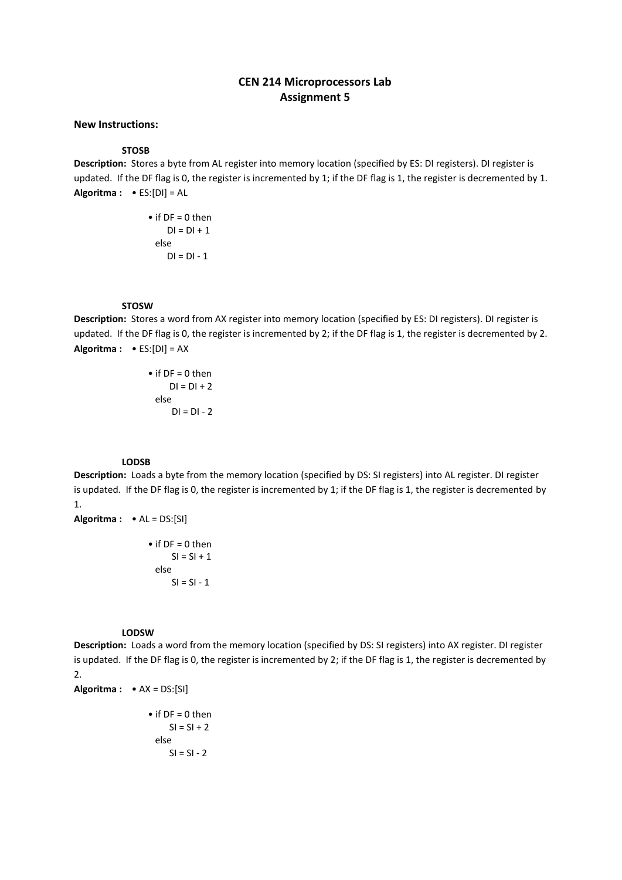# CEN 214 Microprocessors Lab
# Assignment 5

**New Instructions:**

### STOSB

**Description:** Stores a byte from AL register into memory location (specified by ES: DI registers). DI register is updated. If the DF flag is 0, the register is incremented by 1; if the DF flag is 1, the register is decremented by 1.

**Algoritma :** • ES:[DI] = AL

```
• if DF = 0 then
      DI = DI + 1
  else
      DI = DI - 1
```

### STOSW

**Description:** Stores a word from AX register into memory location (specified by ES: DI registers). DI register is updated. If the DF flag is 0, the register is incremented by 2; if the DF flag is 1, the register is decremented by 2.

**Algoritma :** • ES:[DI] = AX

```
• if DF = 0 then
      DI = DI + 2
  else
      DI = DI - 2
```

### LODSB

**Description:** Loads a byte from the memory location (specified by DS: SI registers) into AL register. DI register is updated. If the DF flag is 0, the register is incremented by 1; if the DF flag is 1, the register is decremented by 1.

**Algoritma :** • AL = DS:[SI]

```
• if DF = 0 then
      SI = SI + 1
  else
      SI = SI - 1
```

### LODSW

**Description:** Loads a word from the memory location (specified by DS: SI registers) into AX register. DI register is updated. If the DF flag is 0, the register is incremented by 2; if the DF flag is 1, the register is decremented by 2.

**Algoritma :** • AX = DS:[SI]

```
• if DF = 0 then
      SI = SI + 2
  else
      SI = SI - 2
```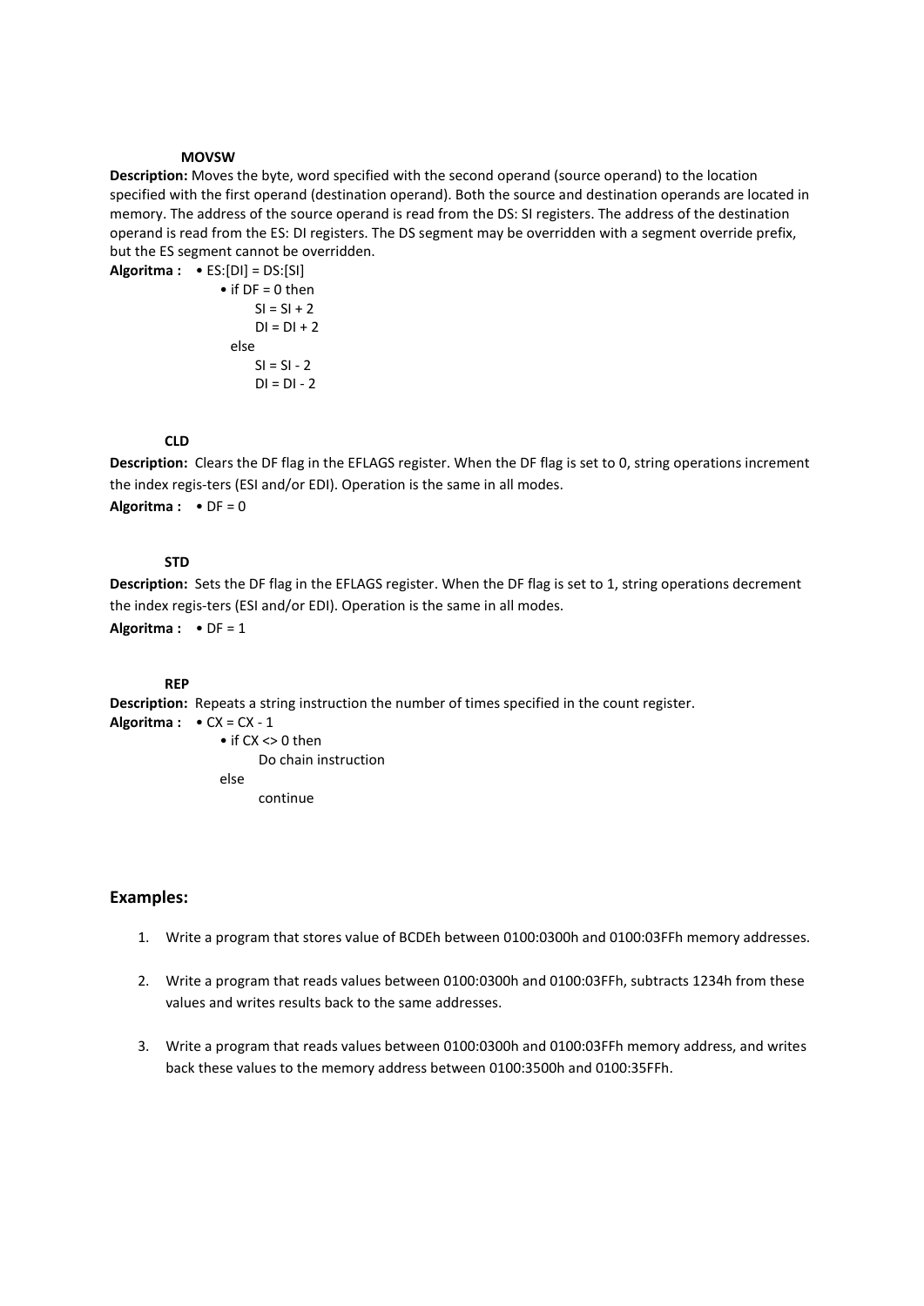**MOVSW**

**Description:** Moves the byte, word specified with the second operand (source operand) to the location specified with the first operand (destination operand). Both the source and destination operands are located in memory. The address of the source operand is read from the DS: SI registers. The address of the destination operand is read from the ES: DI registers. The DS segment may be overridden with a segment override prefix, but the ES segment cannot be overridden.

**Algoritma :**

```
• ES:[DI] = DS:[SI]
• if DF = 0 then
      SI = SI + 2
      DI = DI + 2
  else
      SI = SI - 2
      DI = DI - 2
```

**CLD**

**Description:** Clears the DF flag in the EFLAGS register. When the DF flag is set to 0, string operations increment the index regis-ters (ESI and/or EDI). Operation is the same in all modes.

**Algoritma :** • DF = 0

**STD**

**Description:** Sets the DF flag in the EFLAGS register. When the DF flag is set to 1, string operations decrement the index regis-ters (ESI and/or EDI). Operation is the same in all modes.

**Algoritma :** • DF = 1

**REP**

**Description:** Repeats a string instruction the number of times specified in the count register.

**Algoritma :**

```
• CX = CX - 1
• if CX <> 0 then
      Do chain instruction
  else
      continue
```

## Examples:

1. Write a program that stores value of BCDEh between 0100:0300h and 0100:03FFh memory addresses.
2. Write a program that reads values between 0100:0300h and 0100:03FFh, subtracts 1234h from these values and writes results back to the same addresses.
3. Write a program that reads values between 0100:0300h and 0100:03FFh memory address, and writes back these values to the memory address between 0100:3500h and 0100:35FFh.